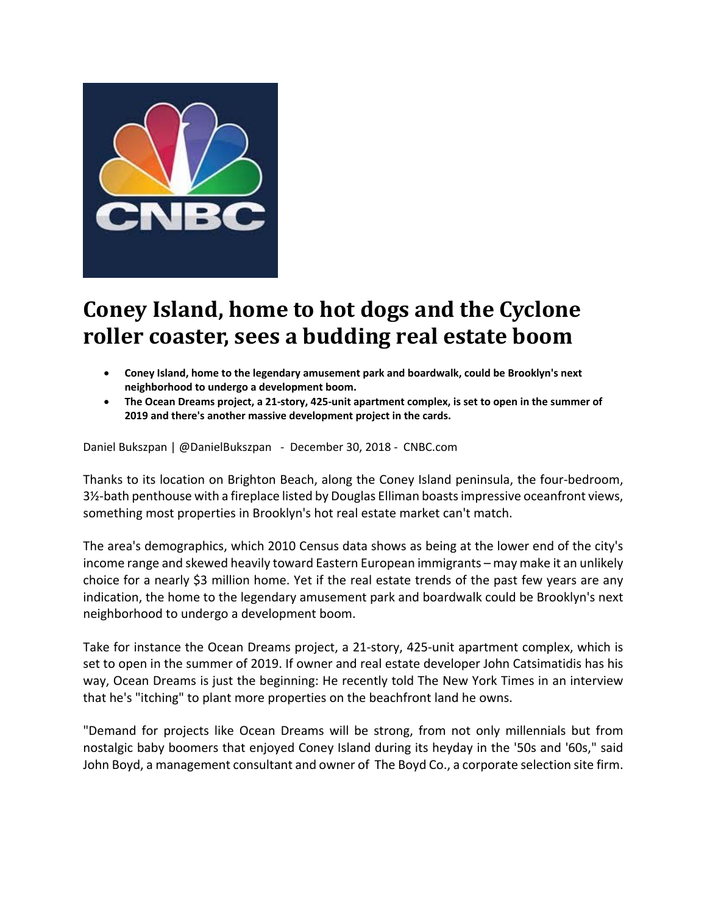# Coney Island, home to hot dogs and the Cyclone roller coaster, sees a budding real estate boom

- **Coney Island, home to the legendary amusement park and boardwalk, could be Brooklyn's next neighborhood to undergo a development boom.**
- **The Ocean Dreams project, a 21-story, 425-unit apartment complex, is set to open in the summer of 2019 and there's another massive development project in the cards.**

Daniel Bukszpan | @DanielBukszpan - December 30, 2018 - CNBC.com

Thanks to its location on Brighton Beach, along the Coney Island peninsula, the four-bedroom, 3½-bath penthouse with a fireplace listed by Douglas Elliman boasts impressive oceanfront views, something most properties in Brooklyn's hot real estate market can't match.

The area's demographics, which 2010 Census data shows as being at the lower end of the city's income range and skewed heavily toward Eastern European immigrants – may make it an unlikely choice for a nearly $3 million home. Yet if the real estate trends of the past few years are any indication, the home to the legendary amusement park and boardwalk could be Brooklyn's next neighborhood to undergo a development boom.

Take for instance the Ocean Dreams project, a 21-story, 425-unit apartment complex, which is set to open in the summer of 2019. If owner and real estate developer John Catsimatidis has his way, Ocean Dreams is just the beginning: He recently told The New York Times in an interview that he's "itching" to plant more properties on the beachfront land he owns.

"Demand for projects like Ocean Dreams will be strong, from not only millennials but from nostalgic baby boomers that enjoyed Coney Island during its heyday in the '50s and '60s," said John Boyd, a management consultant and owner of The Boyd Co., a corporate selection site firm.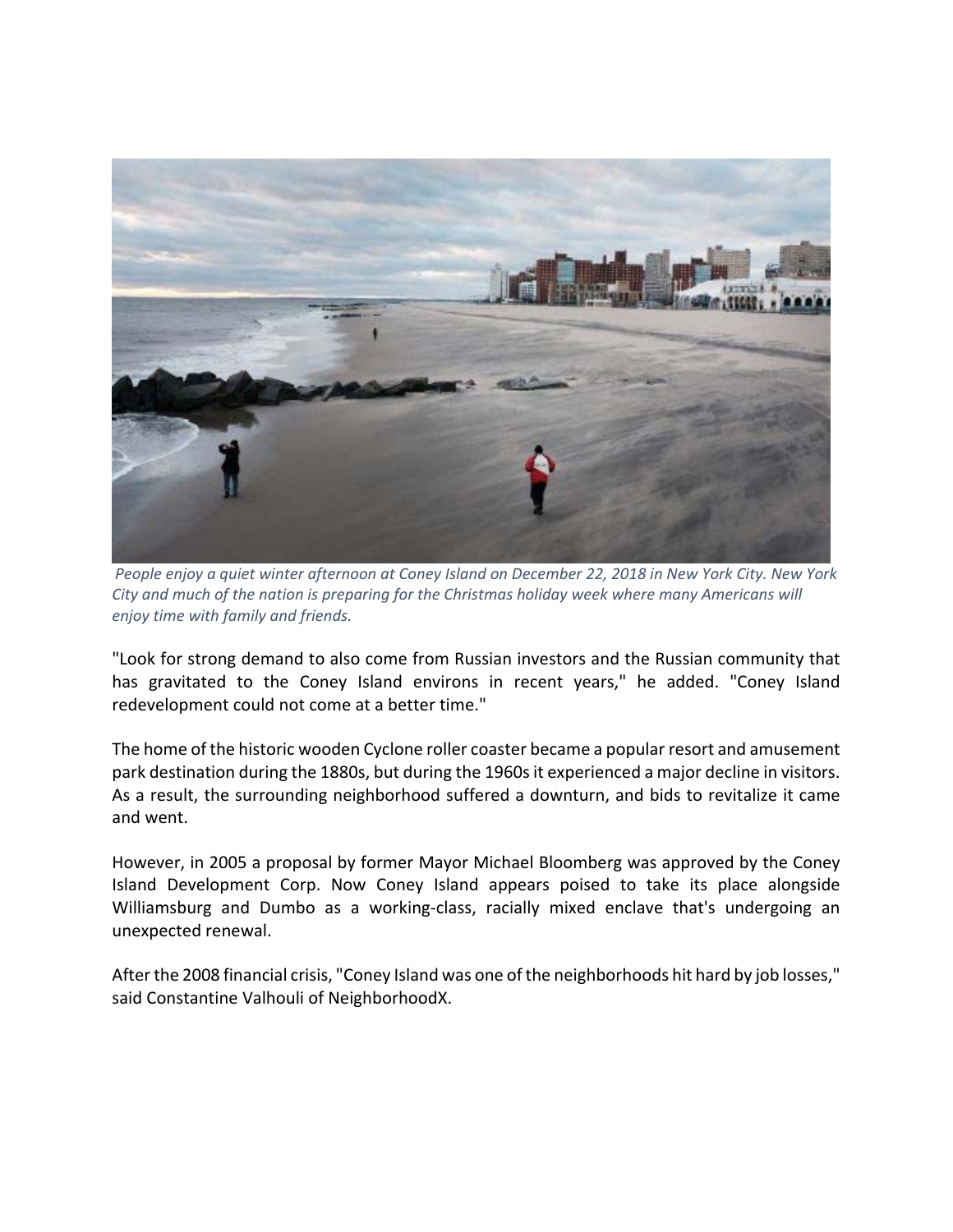*People enjoy a quiet winter afternoon at Coney Island on December 22, 2018 in New York City. New York City and much of the nation is preparing for the Christmas holiday week where many Americans will enjoy time with family and friends.*

"Look for strong demand to also come from Russian investors and the Russian community that has gravitated to the Coney Island environs in recent years," he added. "Coney Island redevelopment could not come at a better time."

The home of the historic wooden Cyclone roller coaster became a popular resort and amusement park destination during the 1880s, but during the 1960s it experienced a major decline in visitors. As a result, the surrounding neighborhood suffered a downturn, and bids to revitalize it came and went.

However, in 2005 a proposal by former Mayor Michael Bloomberg was approved by the Coney Island Development Corp. Now Coney Island appears poised to take its place alongside Williamsburg and Dumbo as a working-class, racially mixed enclave that's undergoing an unexpected renewal.

After the 2008 financial crisis, "Coney Island was one of the neighborhoods hit hard by job losses," said Constantine Valhouli of NeighborhoodX.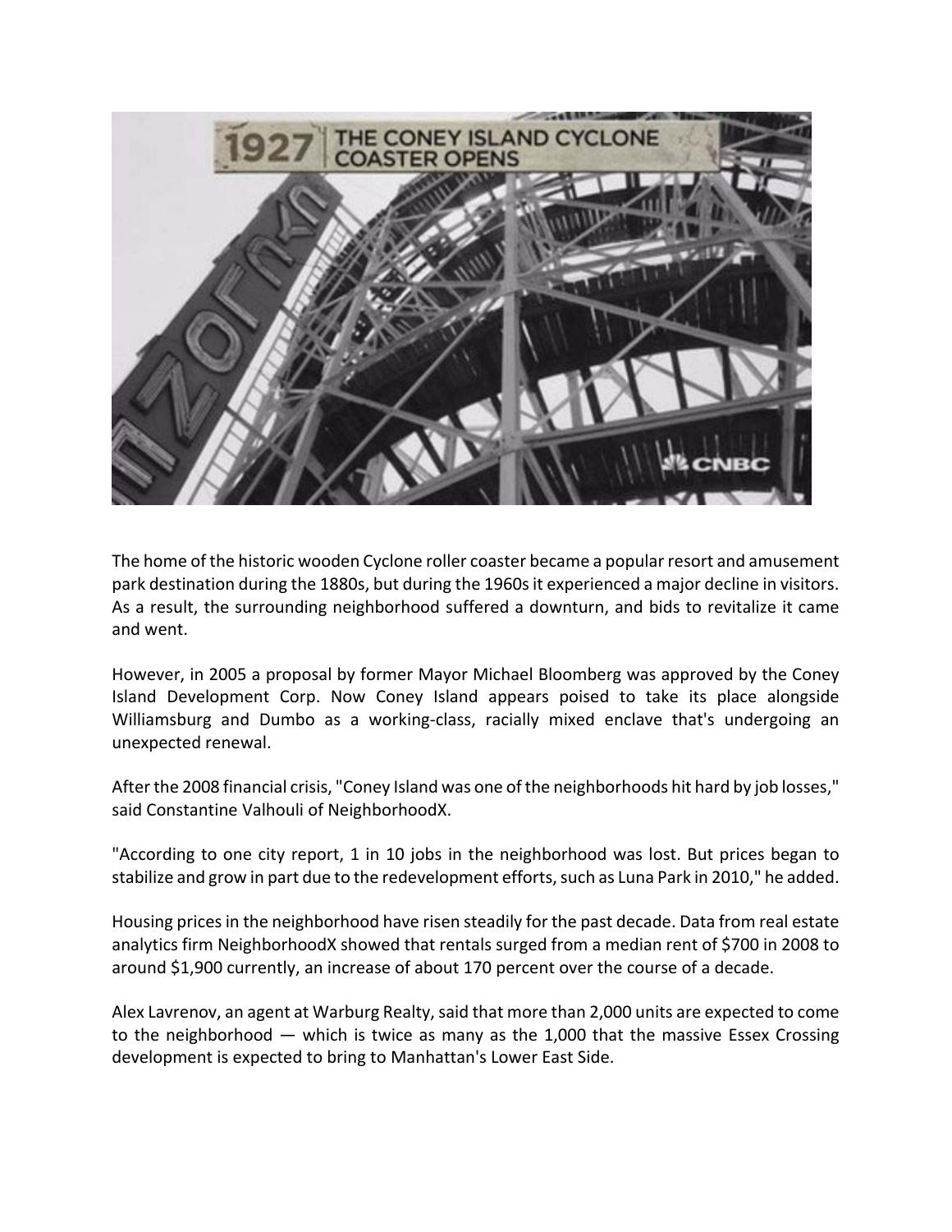The home of the historic wooden Cyclone roller coaster became a popular resort and amusement park destination during the 1880s, but during the 1960s it experienced a major decline in visitors. As a result, the surrounding neighborhood suffered a downturn, and bids to revitalize it came and went.

However, in 2005 a proposal by former Mayor Michael Bloomberg was approved by the Coney Island Development Corp. Now Coney Island appears poised to take its place alongside Williamsburg and Dumbo as a working-class, racially mixed enclave that's undergoing an unexpected renewal.

After the 2008 financial crisis, "Coney Island was one of the neighborhoods hit hard by job losses," said Constantine Valhouli of NeighborhoodX.

"According to one city report, 1 in 10 jobs in the neighborhood was lost. But prices began to stabilize and grow in part due to the redevelopment efforts, such as Luna Park in 2010," he added.

Housing prices in the neighborhood have risen steadily for the past decade. Data from real estate analytics firm NeighborhoodX showed that rentals surged from a median rent of $700 in 2008 to around $1,900 currently, an increase of about 170 percent over the course of a decade.

Alex Lavrenov, an agent at Warburg Realty, said that more than 2,000 units are expected to come to the neighborhood — which is twice as many as the 1,000 that the massive Essex Crossing development is expected to bring to Manhattan's Lower East Side.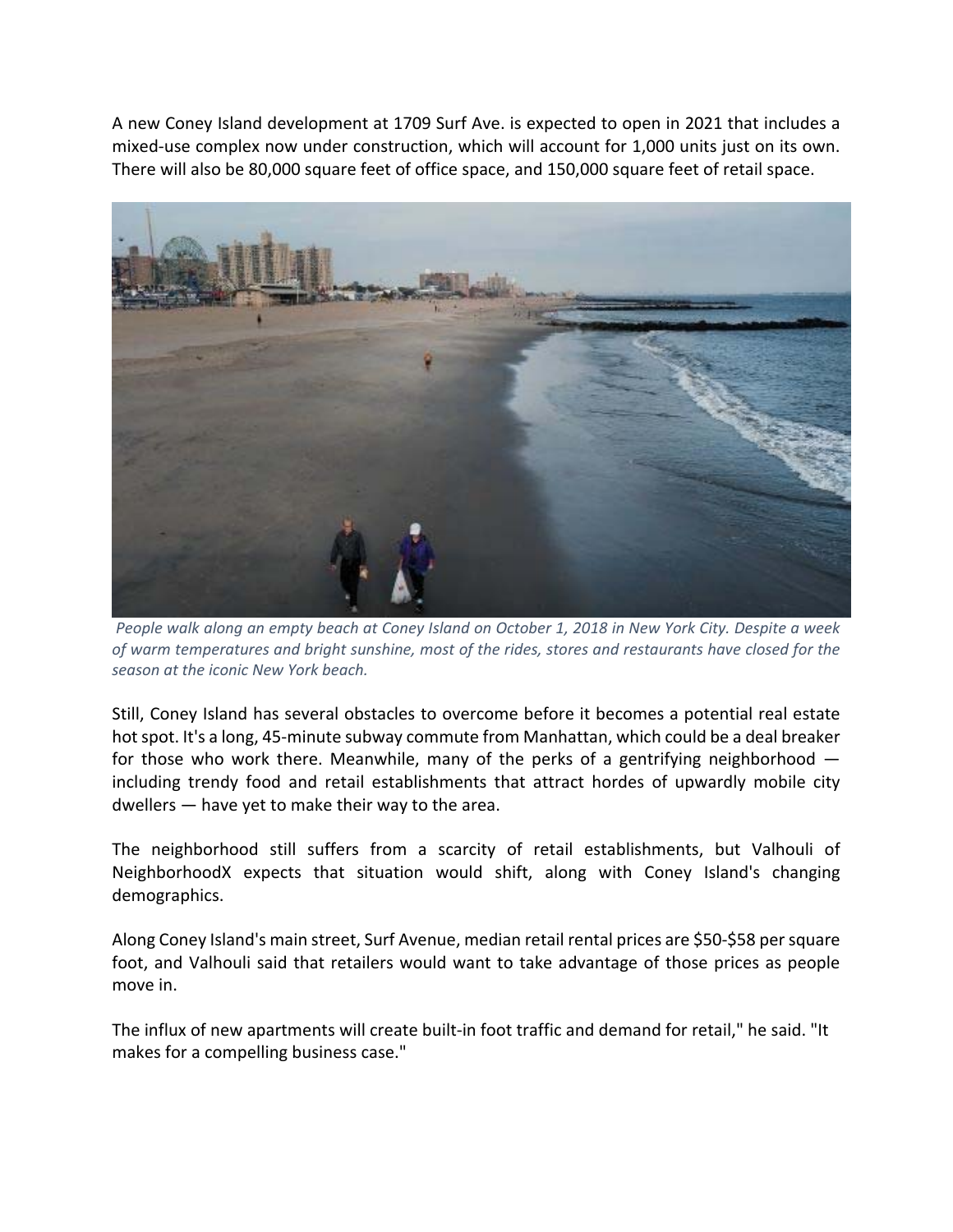A new Coney Island development at 1709 Surf Ave. is expected to open in 2021 that includes a mixed-use complex now under construction, which will account for 1,000 units just on its own. There will also be 80,000 square feet of office space, and 150,000 square feet of retail space.

*People walk along an empty beach at Coney Island on October 1, 2018 in New York City. Despite a week of warm temperatures and bright sunshine, most of the rides, stores and restaurants have closed for the season at the iconic New York beach.*

Still, Coney Island has several obstacles to overcome before it becomes a potential real estate hot spot. It's a long, 45-minute subway commute from Manhattan, which could be a deal breaker for those who work there. Meanwhile, many of the perks of a gentrifying neighborhood — including trendy food and retail establishments that attract hordes of upwardly mobile city dwellers — have yet to make their way to the area.

The neighborhood still suffers from a scarcity of retail establishments, but Valhouli of NeighborhoodX expects that situation would shift, along with Coney Island's changing demographics.

Along Coney Island's main street, Surf Avenue, median retail rental prices are $50-$58 per square foot, and Valhouli said that retailers would want to take advantage of those prices as people move in.

The influx of new apartments will create built-in foot traffic and demand for retail," he said. "It makes for a compelling business case."